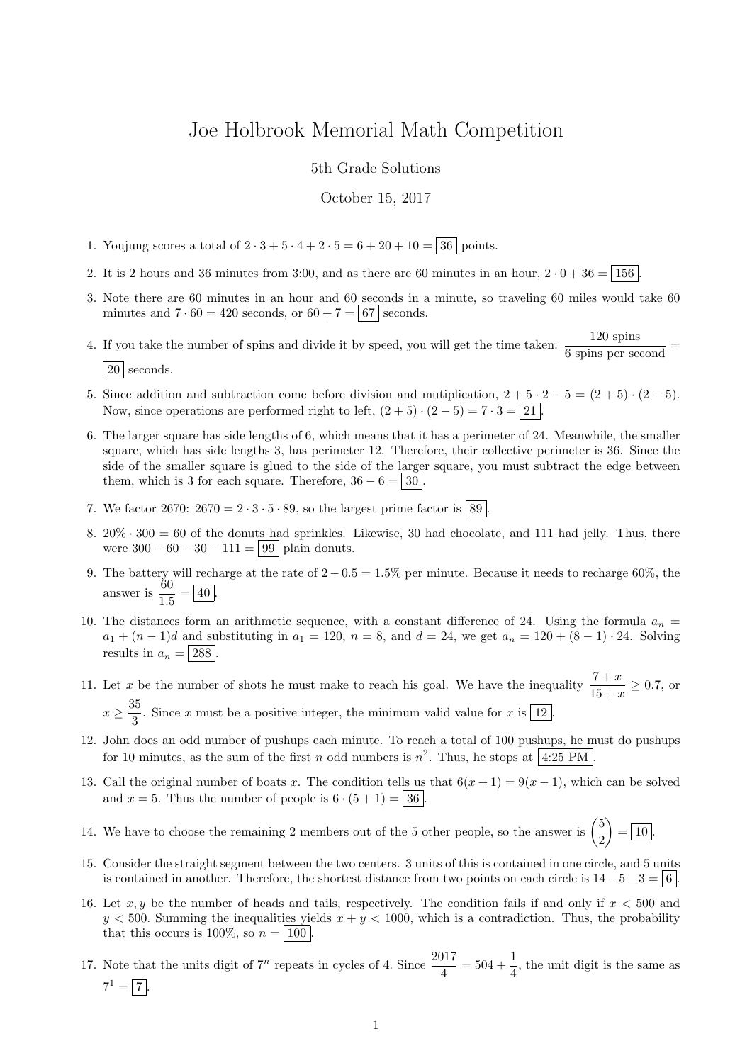# Joe Holbrook Memorial Math Competition

5th Grade Solutions

October 15, 2017

1. Youjung scores a total of $2 \cdot 3 + 5 \cdot 4 + 2 \cdot 5 = 6 + 20 + 10 = \boxed{36}$ points.

2. It is 2 hours and 36 minutes from 3:00, and as there are 60 minutes in an hour, $2 \cdot 0 + 36 = \boxed{156}$.

3. Note there are 60 minutes in an hour and 60 seconds in a minute, so traveling 60 miles would take 60 minutes and $7 \cdot 60 = 420$ seconds, or $60 + 7 = \boxed{67}$ seconds.

4. If you take the number of spins and divide it by speed, you will get the time taken: $\dfrac{120 \text{ spins}}{6 \text{ spins per second}} = \boxed{20}$ seconds.

5. Since addition and subtraction come before division and mutiplication, $2 + 5 \cdot 2 - 5 = (2 + 5) \cdot (2 - 5)$. Now, since operations are performed right to left, $(2 + 5) \cdot (2 - 5) = 7 \cdot 3 = \boxed{21}$.

6. The larger square has side lengths of 6, which means that it has a perimeter of 24. Meanwhile, the smaller square, which has side lengths 3, has perimeter 12. Therefore, their collective perimeter is 36. Since the side of the smaller square is glued to the side of the larger square, you must subtract the edge between them, which is 3 for each square. Therefore, $36 - 6 = \boxed{30}$.

7. We factor 2670: $2670 = 2 \cdot 3 \cdot 5 \cdot 89$, so the largest prime factor is $\boxed{89}$.

8. $20\% \cdot 300 = 60$ of the donuts had sprinkles. Likewise, 30 had chocolate, and 111 had jelly. Thus, there were $300 - 60 - 30 - 111 = \boxed{99}$ plain donuts.

9. The battery will recharge at the rate of $2 - 0.5 = 1.5\%$ per minute. Because it needs to recharge 60%, the answer is $\dfrac{60}{1.5} = \boxed{40}$.

10. The distances form an arithmetic sequence, with a constant difference of 24. Using the formula $a_n = a_1 + (n-1)d$ and substituting in $a_1 = 120$, $n = 8$, and $d = 24$, we get $a_n = 120 + (8-1) \cdot 24$. Solving results in $a_n = \boxed{288}$.

11. Let $x$ be the number of shots he must make to reach his goal. We have the inequality $\dfrac{7+x}{15+x} \geq 0.7$, or $x \geq \dfrac{35}{3}$. Since $x$ must be a positive integer, the minimum valid value for $x$ is $\boxed{12}$.

12. John does an odd number of pushups each minute. To reach a total of 100 pushups, he must do pushups for 10 minutes, as the sum of the first $n$ odd numbers is $n^2$. Thus, he stops at $\boxed{\text{4:25 PM}}$.

13. Call the original number of boats $x$. The condition tells us that $6(x + 1) = 9(x - 1)$, which can be solved and $x = 5$. Thus the number of people is $6 \cdot (5 + 1) = \boxed{36}$.

14. We have to choose the remaining 2 members out of the 5 other people, so the answer is $\dbinom{5}{2} = \boxed{10}$.

15. Consider the straight segment between the two centers. 3 units of this is contained in one circle, and 5 units is contained in another. Therefore, the shortest distance from two points on each circle is $14 - 5 - 3 = \boxed{6}$.

16. Let $x, y$ be the number of heads and tails, respectively. The condition fails if and only if $x < 500$ and $y < 500$. Summing the inequalities yields $x + y < 1000$, which is a contradiction. Thus, the probability that this occurs is 100%, so $n = \boxed{100}$.

17. Note that the units digit of $7^n$ repeats in cycles of 4. Since $\dfrac{2017}{4} = 504 + \dfrac{1}{4}$, the unit digit is the same as $7^1 = \boxed{7}$.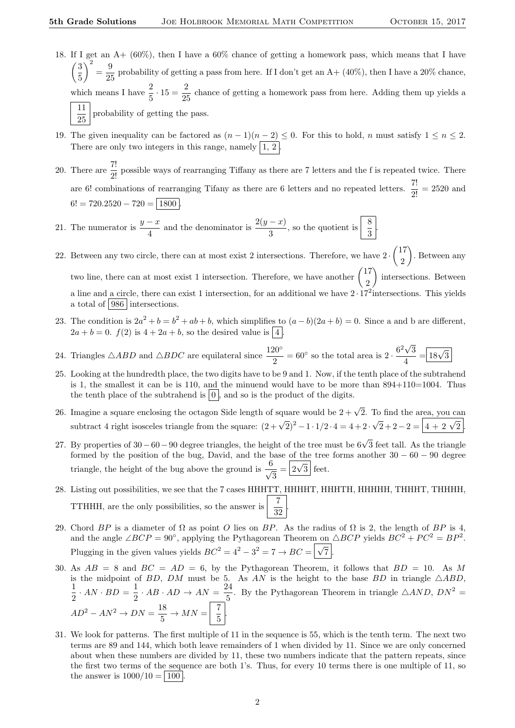18. If I get an A+ (60%), then I have a 60% chance of getting a homework pass, which means that I have $\left(\frac{3}{5}\right)^2 = \frac{9}{25}$ probability of getting a pass from here. If I don't get an A+ (40%), then I have a 20% chance, which means I have $\frac{2}{5} \cdot 15 = \frac{2}{25}$ chance of getting a homework pass from here. Adding them up yields a $\boxed{\frac{11}{25}}$ probability of getting the pass.

19. The given inequality can be factored as $(n-1)(n-2) \leq 0$. For this to hold, $n$ must satisfy $1 \leq n \leq 2$. There are only two integers in this range, namely $\boxed{1, 2}$.

20. There are $\frac{7!}{2!}$ possible ways of rearranging Tiffany as there are 7 letters and the f is repeated twice. There are 6! combinations of rearranging Tifany as there are 6 letters and no repeated letters. $\frac{7!}{2!} = 2520$ and $6! = 720.2520 - 720 = \boxed{1800}$.

21. The numerator is $\frac{y-x}{4}$ and the denominator is $\frac{2(y-x)}{3}$, so the quotient is $\boxed{\frac{8}{3}}$.

22. Between any two circle, there can at most exist 2 intersections. Therefore, we have $2 \cdot \binom{17}{2}$. Between any two line, there can at most exist 1 intersection. Therefore, we have another $\binom{17}{2}$ intersections. Between a line and a circle, there can exist 1 intersection, for an additional we have $2 \cdot 17^2$intersections. This yields a total of $\boxed{986}$ intersections.

23. The condition is $2a^2 + b = b^2 + ab + b$, which simplifies to $(a-b)(2a+b) = 0$. Since a and b are different, $2a + b = 0$. $f(2)$ is $4 + 2a + b$, so the desired value is $\boxed{4}$.

24. Triangles $\triangle ABD$ and $\triangle BDC$ are equilateral since $\frac{120°}{2} = 60°$ so the total area is $2 \cdot \frac{6^2\sqrt{3}}{4} = \boxed{18\sqrt{3}}$

25. Looking at the hundredth place, the two digits have to be 9 and 1. Now, if the tenth place of the subtrahend is 1, the smallest it can be is 110, and the minuend would have to be more than 894+110=1004. Thus the tenth place of the subtrahend is $\boxed{0}$, and so is the product of the digits.

26. Imagine a square enclosing the octagon Side length of square would be $2 + \sqrt{2}$. To find the area, you can subtract 4 right isosceles triangle from the square: $(2+\sqrt{2})^2 - 1 \cdot 1/2 \cdot 4 = 4 + 2 \cdot \sqrt{2} + 2 - 2 = \boxed{4 + 2\sqrt{2}}$.

27. By properties of $30-60-90$ degree triangles, the height of the tree must be $6\sqrt{3}$ feet tall. As the triangle formed by the position of the bug, David, and the base of the tree forms another $30-60-90$ degree triangle, the height of the bug above the ground is $\frac{6}{\sqrt{3}} = \boxed{2\sqrt{3}}$ feet.

28. Listing out possibilities, we see that the 7 cases HHHTT, HHHHT, HHHTH, HHHHH, THHHT, THHHH, TTHHH, are the only possibilities, so the answer is $\boxed{\frac{7}{32}}$.

29. Chord $BP$ is a diameter of $\Omega$ as point $O$ lies on $BP$. As the radius of $\Omega$ is 2, the length of $BP$ is 4, and the angle $\angle BCP = 90°$, applying the Pythagorean Theorem on $\triangle BCP$ yields $BC^2 + PC^2 = BP^2$. Plugging in the given values yields $BC^2 = 4^2 - 3^2 = 7 \rightarrow BC = \boxed{\sqrt{7}}$.

30. As $AB = 8$ and $BC = AD = 6$, by the Pythagorean Theorem, it follows that $BD = 10$. As $M$ is the midpoint of $BD$, $DM$ must be 5. As $AN$ is the height to the base $BD$ in triangle $\triangle ABD$, $\frac{1}{2} \cdot AN \cdot BD = \frac{1}{2} \cdot AB \cdot AD \rightarrow AN = \frac{24}{5}$. By the Pythagorean Theorem in triangle $\triangle AND$, $DN^2 = AD^2 - AN^2 \rightarrow DN = \frac{18}{5} \rightarrow MN = \boxed{\frac{7}{5}}$.

31. We look for patterns. The first multiple of 11 in the sequence is 55, which is the tenth term. The next two terms are 89 and 144, which both leave remainders of 1 when divided by 11. Since we are only concerned about when these numbers are divided by 11, these two numbers indicate that the pattern repeats, since the first two terms of the sequence are both 1's. Thus, for every 10 terms there is one multiple of 11, so the answer is $1000/10 = \boxed{100}$.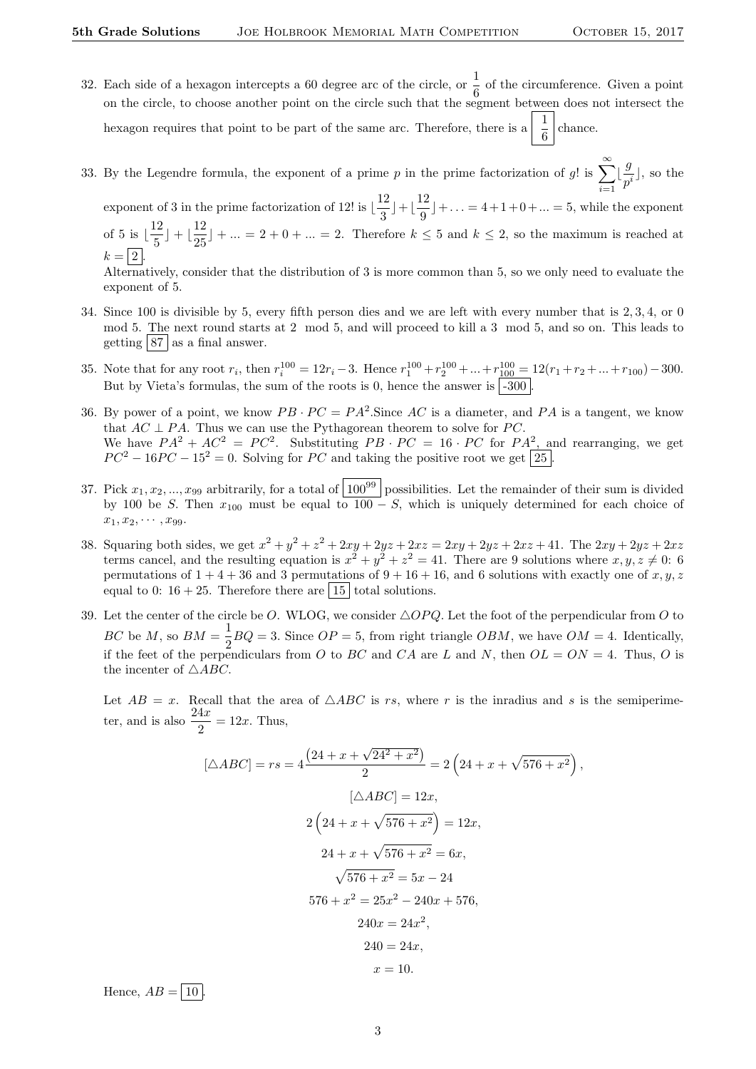32. Each side of a hexagon intercepts a 60 degree arc of the circle, or $\frac{1}{6}$ of the circumference. Given a point on the circle, to choose another point on the circle such that the segment between does not intersect the hexagon requires that point to be part of the same arc. Therefore, there is a $\boxed{\frac{1}{6}}$ chance.

33. By the Legendre formula, the exponent of a prime $p$ in the prime factorization of $g!$ is $\sum_{i=1}^{\infty} \lfloor \frac{g}{p^i} \rfloor$, so the exponent of 3 in the prime factorization of 12! is $\lfloor \frac{12}{3} \rfloor + \lfloor \frac{12}{9} \rfloor + \ldots = 4 + 1 + 0 + \ldots = 5$, while the exponent of 5 is $\lfloor \frac{12}{5} \rfloor + \lfloor \frac{12}{25} \rfloor + \ldots = 2 + 0 + \ldots = 2$. Therefore $k \leq 5$ and $k \leq 2$, so the maximum is reached at $k = \boxed{2}$.
Alternatively, consider that the distribution of 3 is more common than 5, so we only need to evaluate the exponent of 5.

34. Since 100 is divisible by 5, every fifth person dies and we are left with every number that is 2, 3, 4, or 0 mod 5. The next round starts at 2 mod 5, and will proceed to kill a 3 mod 5, and so on. This leads to getting $\boxed{87}$ as a final answer.

35. Note that for any root $r_i$, then $r_i^{100} = 12r_i - 3$. Hence $r_1^{100} + r_2^{100} + \ldots + r_{100}^{100} = 12(r_1 + r_2 + \ldots + r_{100}) - 300$. But by Vieta's formulas, the sum of the roots is 0, hence the answer is $\boxed{-300}$.

36. By power of a point, we know $PB \cdot PC = PA^2$.Since $AC$ is a diameter, and $PA$ is a tangent, we know that $AC \perp PA$. Thus we can use the Pythagorean theorem to solve for $PC$.
We have $PA^2 + AC^2 = PC^2$. Substituting $PB \cdot PC = 16 \cdot PC$ for $PA^2$, and rearranging, we get $PC^2 - 16PC - 15^2 = 0$. Solving for $PC$ and taking the positive root we get $\boxed{25}$.

37. Pick $x_1, x_2, \ldots, x_{99}$ arbitrarily, for a total of $\boxed{100^{99}}$ possibilities. Let the remainder of their sum is divided by 100 be $S$. Then $x_{100}$ must be equal to $100 - S$, which is uniquely determined for each choice of $x_1, x_2, \cdots, x_{99}$.

38. Squaring both sides, we get $x^2 + y^2 + z^2 + 2xy + 2yz + 2xz = 2xy + 2yz + 2xz + 41$. The $2xy + 2yz + 2xz$ terms cancel, and the resulting equation is $x^2 + y^2 + z^2 = 41$. There are 9 solutions where $x, y, z \neq 0$: 6 permutations of $1 + 4 + 36$ and 3 permutations of $9 + 16 + 16$, and 6 solutions with exactly one of $x, y, z$ equal to 0: $16 + 25$. Therefore there are $\boxed{15}$ total solutions.

39. Let the center of the circle be $O$. WLOG, we consider $\triangle OPQ$. Let the foot of the perpendicular from $O$ to $BC$ be $M$, so $BM = \frac{1}{2}BQ = 3$. Since $OP = 5$, from right triangle $OBM$, we have $OM = 4$. Identically, if the feet of the perpendiculars from $O$ to $BC$ and $CA$ are $L$ and $N$, then $OL = ON = 4$. Thus, $O$ is the incenter of $\triangle ABC$.

Let $AB = x$. Recall that the area of $\triangle ABC$ is $rs$, where $r$ is the inradius and $s$ is the semiperimeter, and is also $\frac{24x}{2} = 12x$. Thus,

$$[\triangle ABC] = rs = 4\frac{\left(24 + x + \sqrt{24^2 + x^2}\right)}{2} = 2\left(24 + x + \sqrt{576 + x^2}\right),$$

$$[\triangle ABC] = 12x,$$

$$2\left(24 + x + \sqrt{576 + x^2}\right) = 12x,$$

$$24 + x + \sqrt{576 + x^2} = 6x,$$

$$\sqrt{576 + x^2} = 5x - 24$$

$$576 + x^2 = 25x^2 - 240x + 576,$$

$$240x = 24x^2,$$

$$240 = 24x,$$

$$x = 10.$$

Hence, $AB = \boxed{10}$.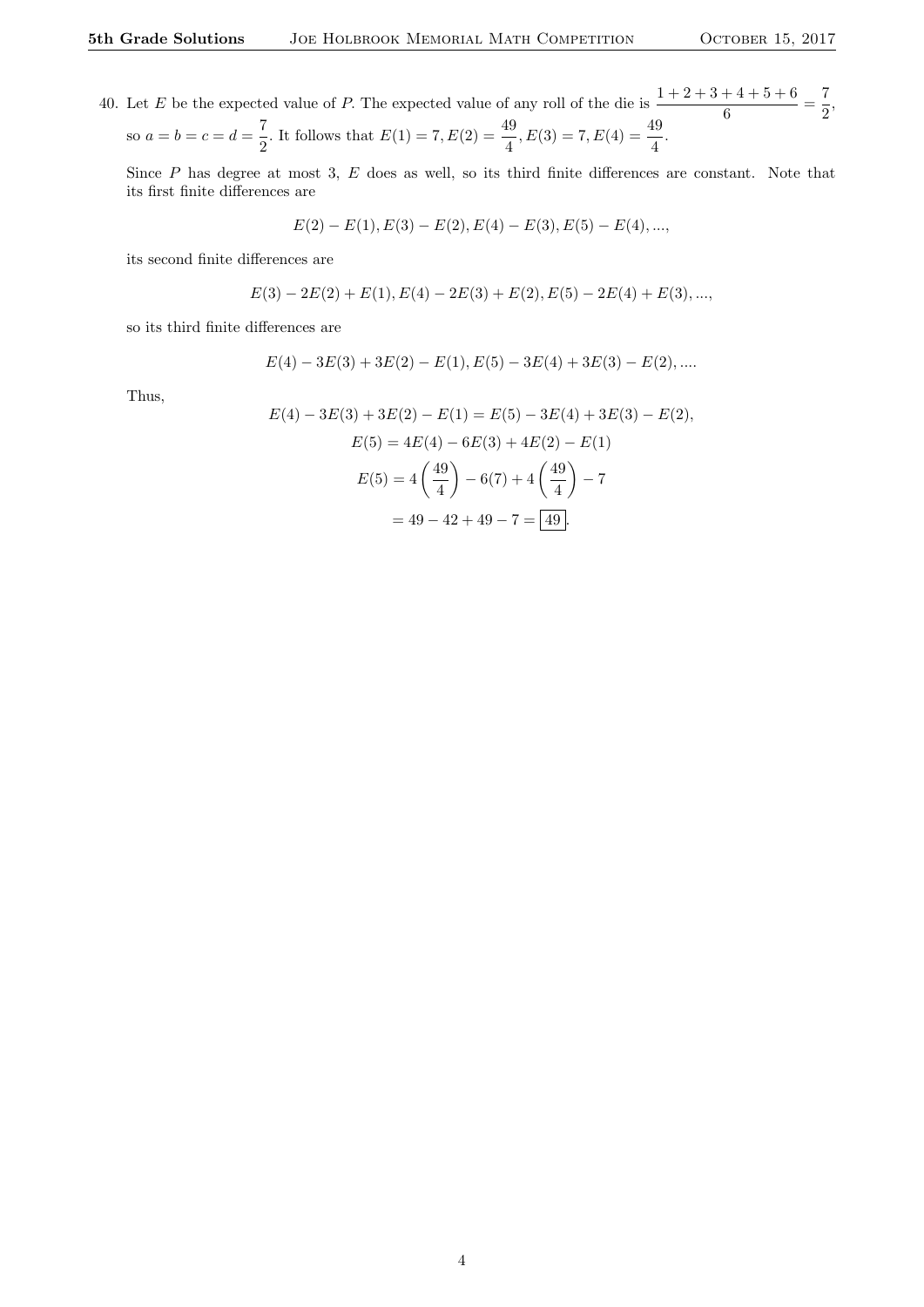40. Let $E$ be the expected value of $P$. The expected value of any roll of the die is $\dfrac{1+2+3+4+5+6}{6} = \dfrac{7}{2}$, so $a = b = c = d = \dfrac{7}{2}$. It follows that $E(1) = 7, E(2) = \dfrac{49}{4}, E(3) = 7, E(4) = \dfrac{49}{4}$.

Since $P$ has degree at most 3, $E$ does as well, so its third finite differences are constant. Note that its first finite differences are

$$E(2) - E(1), E(3) - E(2), E(4) - E(3), E(5) - E(4), ...,$$

its second finite differences are

$$E(3) - 2E(2) + E(1), E(4) - 2E(3) + E(2), E(5) - 2E(4) + E(3), ...,$$

so its third finite differences are

$$E(4) - 3E(3) + 3E(2) - E(1), E(5) - 3E(4) + 3E(3) - E(2), ....$$

Thus,

$$E(4) - 3E(3) + 3E(2) - E(1) = E(5) - 3E(4) + 3E(3) - E(2),$$

$$E(5) = 4E(4) - 6E(3) + 4E(2) - E(1)$$

$$E(5) = 4\left(\frac{49}{4}\right) - 6(7) + 4\left(\frac{49}{4}\right) - 7$$

$$= 49 - 42 + 49 - 7 = \boxed{49}.$$